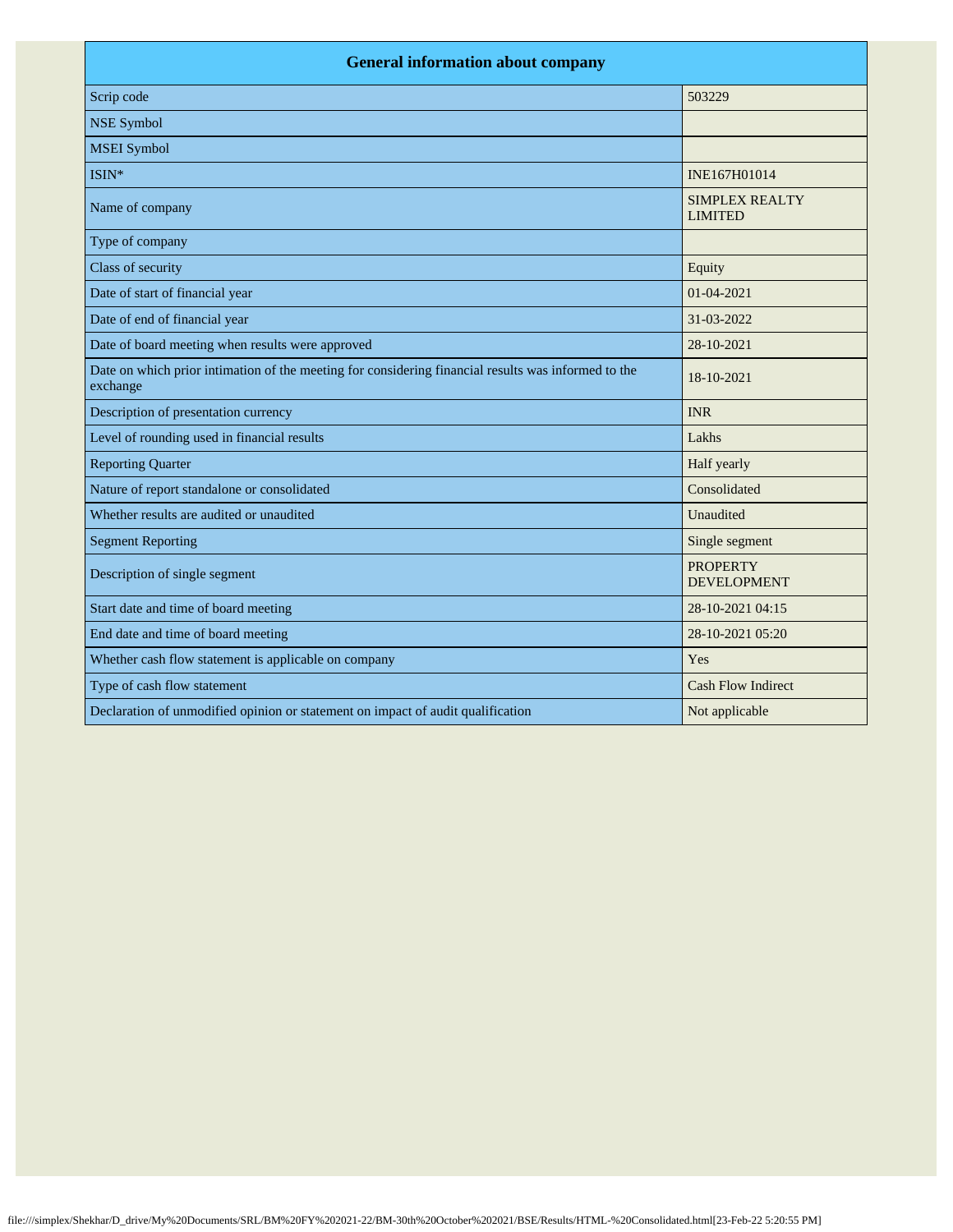| General information about company | |
|---|---|
| Scrip code | 503229 |
| NSE Symbol | |
| MSEI Symbol | |
| ISIN* | INE167H01014 |
| Name of company | SIMPLEX REALTY LIMITED |
| Type of company | |
| Class of security | Equity |
| Date of start of financial year | 01-04-2021 |
| Date of end of financial year | 31-03-2022 |
| Date of board meeting when results were approved | 28-10-2021 |
| Date on which prior intimation of the meeting for considering financial results was informed to the exchange | 18-10-2021 |
| Description of presentation currency | INR |
| Level of rounding used in financial results | Lakhs |
| Reporting Quarter | Half yearly |
| Nature of report standalone or consolidated | Consolidated |
| Whether results are audited or unaudited | Unaudited |
| Segment Reporting | Single segment |
| Description of single segment | PROPERTY DEVELOPMENT |
| Start date and time of board meeting | 28-10-2021 04:15 |
| End date and time of board meeting | 28-10-2021 05:20 |
| Whether cash flow statement is applicable on company | Yes |
| Type of cash flow statement | Cash Flow Indirect |
| Declaration of unmodified opinion or statement on impact of audit qualification | Not applicable |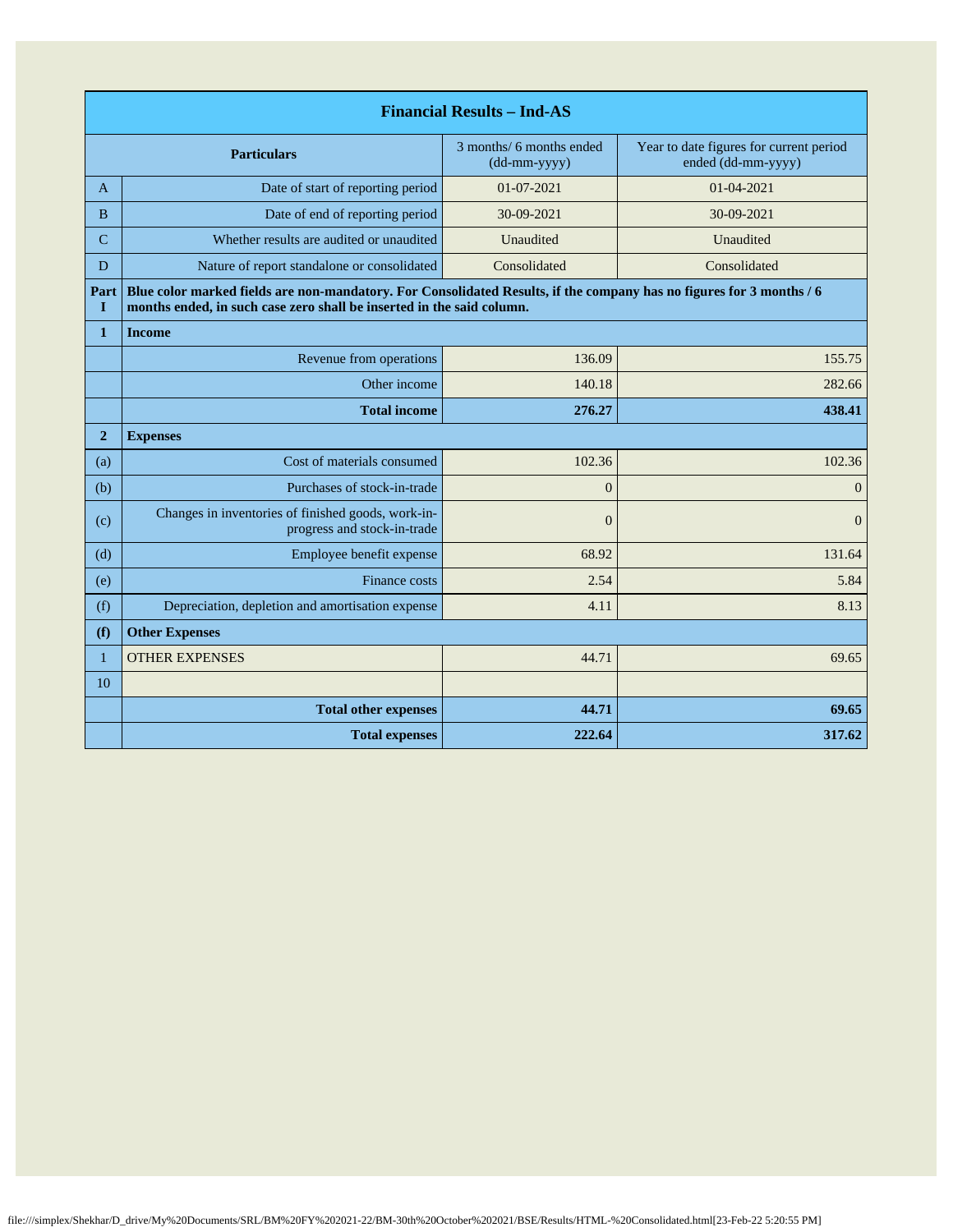| Financial Results – Ind-AS | | | |
|---|---|---|---|
| | **Particulars** | 3 months/ 6 months ended (dd-mm-yyyy) | Year to date figures for current period ended (dd-mm-yyyy) |
| A | Date of start of reporting period | 01-07-2021 | 01-04-2021 |
| B | Date of end of reporting period | 30-09-2021 | 30-09-2021 |
| C | Whether results are audited or unaudited | Unaudited | Unaudited |
| D | Nature of report standalone or consolidated | Consolidated | Consolidated |
| **Part I** | **Blue color marked fields are non-mandatory. For Consolidated Results, if the company has no figures for 3 months / 6 months ended, in such case zero shall be inserted in the said column.** | | |
| **1** | **Income** | | |
| | Revenue from operations | 136.09 | 155.75 |
| | Other income | 140.18 | 282.66 |
| | **Total income** | **276.27** | **438.41** |
| **2** | **Expenses** | | |
| (a) | Cost of materials consumed | 102.36 | 102.36 |
| (b) | Purchases of stock-in-trade | 0 | 0 |
| (c) | Changes in inventories of finished goods, work-in-progress and stock-in-trade | 0 | 0 |
| (d) | Employee benefit expense | 68.92 | 131.64 |
| (e) | Finance costs | 2.54 | 5.84 |
| (f) | Depreciation, depletion and amortisation expense | 4.11 | 8.13 |
| **(f)** | **Other Expenses** | | |
| 1 | OTHER EXPENSES | 44.71 | 69.65 |
| 10 | | | |
| | **Total other expenses** | **44.71** | **69.65** |
| | **Total expenses** | **222.64** | **317.62** |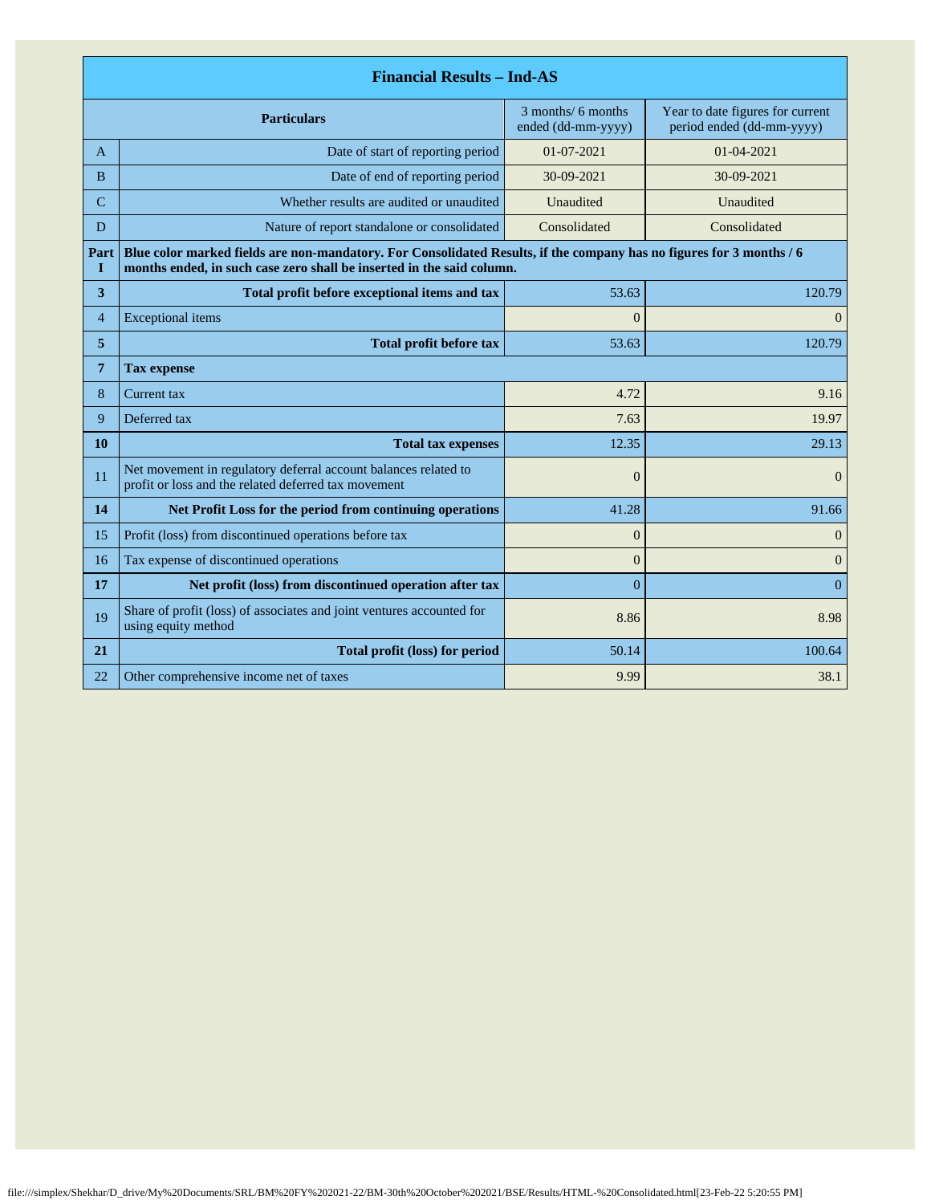| Financial Results – Ind-AS | | | |
|---|---|---|---|
| | **Particulars** | 3 months/ 6 months ended (dd-mm-yyyy) | Year to date figures for current period ended (dd-mm-yyyy) |
| A | Date of start of reporting period | 01-07-2021 | 01-04-2021 |
| B | Date of end of reporting period | 30-09-2021 | 30-09-2021 |
| C | Whether results are audited or unaudited | Unaudited | Unaudited |
| D | Nature of report standalone or consolidated | Consolidated | Consolidated |
| **Part I** | **Blue color marked fields are non-mandatory. For Consolidated Results, if the company has no figures for 3 months / 6 months ended, in such case zero shall be inserted in the said column.** | | |
| **3** | **Total profit before exceptional items and tax** | 53.63 | 120.79 |
| 4 | Exceptional items | 0 | 0 |
| **5** | **Total profit before tax** | 53.63 | 120.79 |
| **7** | **Tax expense** | | |
| 8 | Current tax | 4.72 | 9.16 |
| 9 | Deferred tax | 7.63 | 19.97 |
| **10** | **Total tax expenses** | 12.35 | 29.13 |
| 11 | Net movement in regulatory deferral account balances related to profit or loss and the related deferred tax movement | 0 | 0 |
| **14** | **Net Profit Loss for the period from continuing operations** | 41.28 | 91.66 |
| 15 | Profit (loss) from discontinued operations before tax | 0 | 0 |
| 16 | Tax expense of discontinued operations | 0 | 0 |
| **17** | **Net profit (loss) from discontinued operation after tax** | 0 | 0 |
| 19 | Share of profit (loss) of associates and joint ventures accounted for using equity method | 8.86 | 8.98 |
| **21** | **Total profit (loss) for period** | 50.14 | 100.64 |
| 22 | Other comprehensive income net of taxes | 9.99 | 38.1 |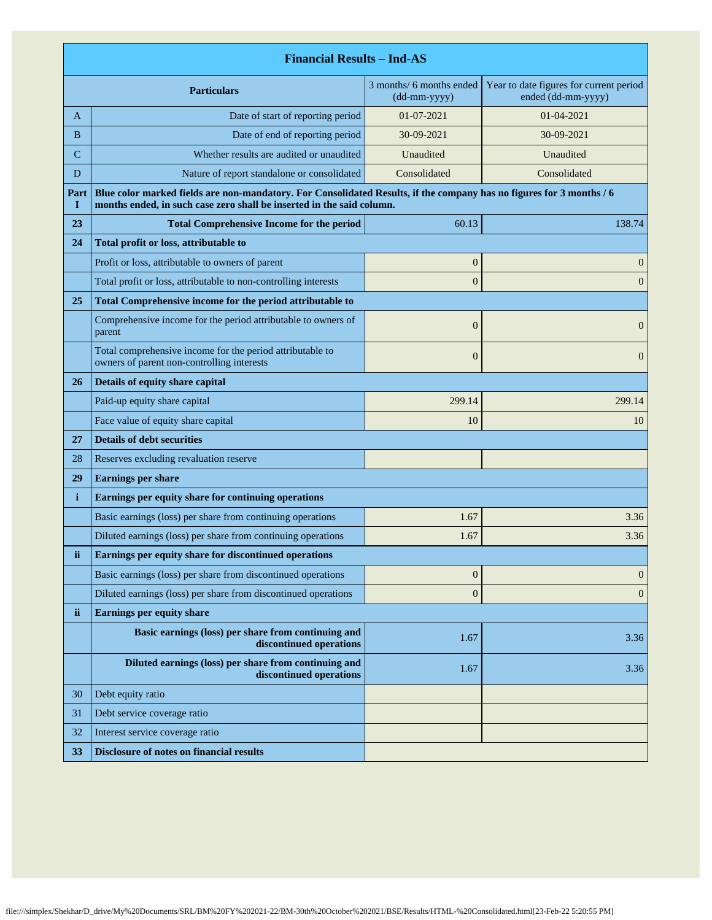| Financial Results – Ind-AS | | | |
|---|---|---|---|
| | **Particulars** | 3 months/ 6 months ended (dd-mm-yyyy) | Year to date figures for current period ended (dd-mm-yyyy) |
| A | Date of start of reporting period | 01-07-2021 | 01-04-2021 |
| B | Date of end of reporting period | 30-09-2021 | 30-09-2021 |
| C | Whether results are audited or unaudited | Unaudited | Unaudited |
| D | Nature of report standalone or consolidated | Consolidated | Consolidated |
| **Part I** | **Blue color marked fields are non-mandatory. For Consolidated Results, if the company has no figures for 3 months / 6 months ended, in such case zero shall be inserted in the said column.** | | |
| **23** | **Total Comprehensive Income for the period** | 60.13 | 138.74 |
| **24** | **Total profit or loss, attributable to** | | |
| | Profit or loss, attributable to owners of parent | 0 | 0 |
| | Total profit or loss, attributable to non-controlling interests | 0 | 0 |
| **25** | **Total Comprehensive income for the period attributable to** | | |
| | Comprehensive income for the period attributable to owners of parent | 0 | 0 |
| | Total comprehensive income for the period attributable to owners of parent non-controlling interests | 0 | 0 |
| **26** | **Details of equity share capital** | | |
| | Paid-up equity share capital | 299.14 | 299.14 |
| | Face value of equity share capital | 10 | 10 |
| **27** | **Details of debt securities** | | |
| 28 | Reserves excluding revaluation reserve | | |
| **29** | **Earnings per share** | | |
| **i** | **Earnings per equity share for continuing operations** | | |
| | Basic earnings (loss) per share from continuing operations | 1.67 | 3.36 |
| | Diluted earnings (loss) per share from continuing operations | 1.67 | 3.36 |
| **ii** | **Earnings per equity share for discontinued operations** | | |
| | Basic earnings (loss) per share from discontinued operations | 0 | 0 |
| | Diluted earnings (loss) per share from discontinued operations | 0 | 0 |
| **ii** | **Earnings per equity share** | | |
| | **Basic earnings (loss) per share from continuing and discontinued operations** | 1.67 | 3.36 |
| | **Diluted earnings (loss) per share from continuing and discontinued operations** | 1.67 | 3.36 |
| 30 | Debt equity ratio | | |
| 31 | Debt service coverage ratio | | |
| 32 | Interest service coverage ratio | | |
| **33** | **Disclosure of notes on financial results** | | |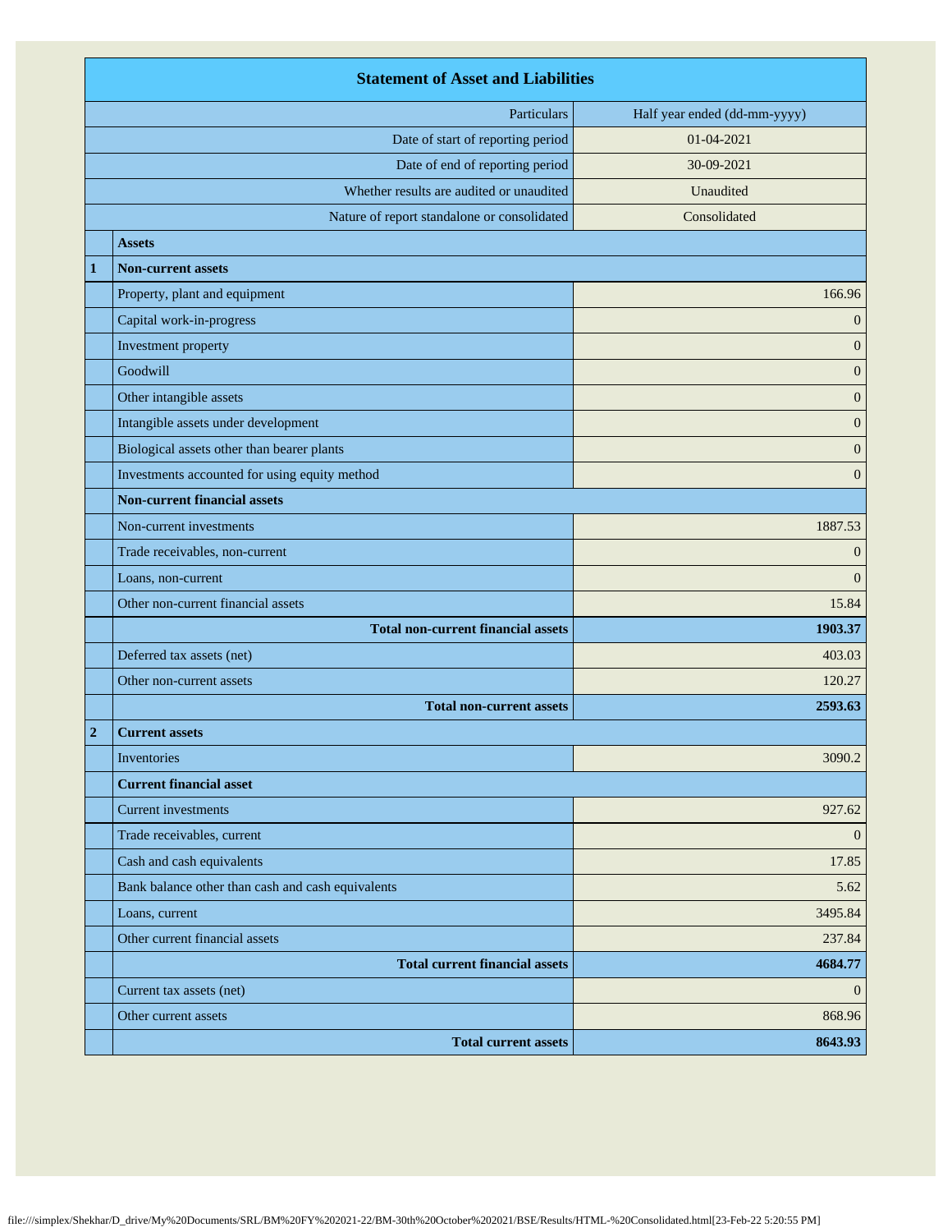| | Statement of Asset and Liabilities | |
|---|---|---|
| | Particulars | Half year ended (dd-mm-yyyy) |
| | Date of start of reporting period | 01-04-2021 |
| | Date of end of reporting period | 30-09-2021 |
| | Whether results are audited or unaudited | Unaudited |
| | Nature of report standalone or consolidated | Consolidated |
| | **Assets** | |
| **1** | **Non-current assets** | |
| | Property, plant and equipment | 166.96 |
| | Capital work-in-progress | 0 |
| | Investment property | 0 |
| | Goodwill | 0 |
| | Other intangible assets | 0 |
| | Intangible assets under development | 0 |
| | Biological assets other than bearer plants | 0 |
| | Investments accounted for using equity method | 0 |
| | **Non-current financial assets** | |
| | Non-current investments | 1887.53 |
| | Trade receivables, non-current | 0 |
| | Loans, non-current | 0 |
| | Other non-current financial assets | 15.84 |
| | **Total non-current financial assets** | **1903.37** |
| | Deferred tax assets (net) | 403.03 |
| | Other non-current assets | 120.27 |
| | **Total non-current assets** | **2593.63** |
| **2** | **Current assets** | |
| | Inventories | 3090.2 |
| | **Current financial asset** | |
| | Current investments | 927.62 |
| | Trade receivables, current | 0 |
| | Cash and cash equivalents | 17.85 |
| | Bank balance other than cash and cash equivalents | 5.62 |
| | Loans, current | 3495.84 |
| | Other current financial assets | 237.84 |
| | **Total current financial assets** | **4684.77** |
| | Current tax assets (net) | 0 |
| | Other current assets | 868.96 |
| | **Total current assets** | **8643.93** |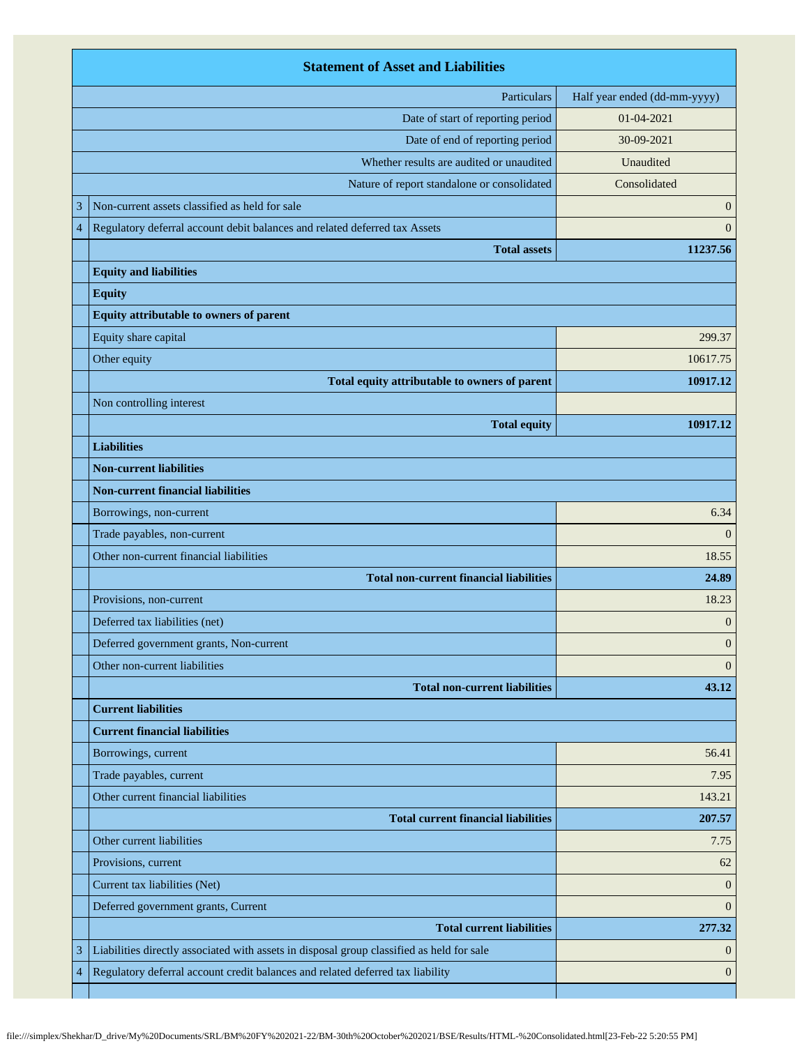| | Statement of Asset and Liabilities | |
|---|---|---|
| | Particulars | Half year ended (dd-mm-yyyy) |
| | Date of start of reporting period | 01-04-2021 |
| | Date of end of reporting period | 30-09-2021 |
| | Whether results are audited or unaudited | Unaudited |
| | Nature of report standalone or consolidated | Consolidated |
| 3 | Non-current assets classified as held for sale | 0 |
| 4 | Regulatory deferral account debit balances and related deferred tax Assets | 0 |
| | **Total assets** | **11237.56** |
| | **Equity and liabilities** | |
| | **Equity** | |
| | **Equity attributable to owners of parent** | |
| | Equity share capital | 299.37 |
| | Other equity | 10617.75 |
| | **Total equity attributable to owners of parent** | **10917.12** |
| | Non controlling interest | |
| | **Total equity** | **10917.12** |
| | **Liabilities** | |
| | **Non-current liabilities** | |
| | **Non-current financial liabilities** | |
| | Borrowings, non-current | 6.34 |
| | Trade payables, non-current | 0 |
| | Other non-current financial liabilities | 18.55 |
| | **Total non-current financial liabilities** | **24.89** |
| | Provisions, non-current | 18.23 |
| | Deferred tax liabilities (net) | 0 |
| | Deferred government grants, Non-current | 0 |
| | Other non-current liabilities | 0 |
| | **Total non-current liabilities** | **43.12** |
| | **Current liabilities** | |
| | **Current financial liabilities** | |
| | Borrowings, current | 56.41 |
| | Trade payables, current | 7.95 |
| | Other current financial liabilities | 143.21 |
| | **Total current financial liabilities** | **207.57** |
| | Other current liabilities | 7.75 |
| | Provisions, current | 62 |
| | Current tax liabilities (Net) | 0 |
| | Deferred government grants, Current | 0 |
| | **Total current liabilities** | **277.32** |
| 3 | Liabilities directly associated with assets in disposal group classified as held for sale | 0 |
| 4 | Regulatory deferral account credit balances and related deferred tax liability | 0 |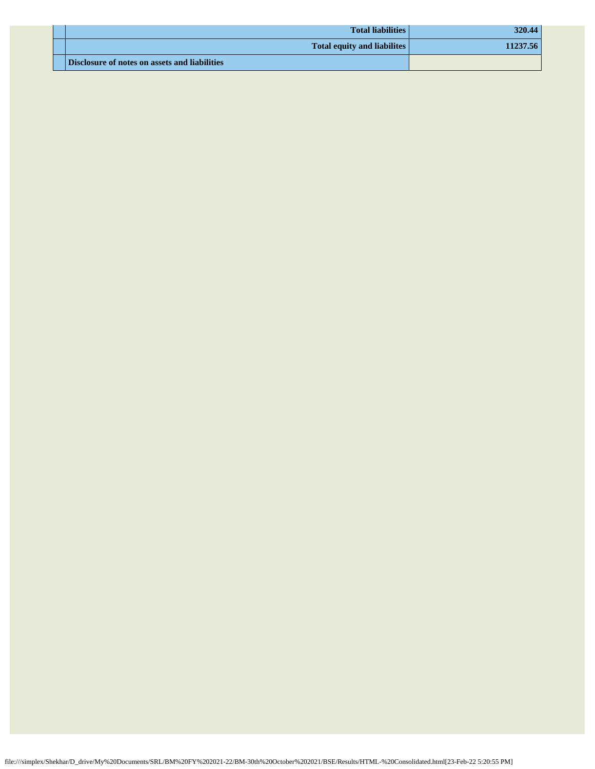| | | |
|---|---|---|
| | **Total liabilities** | **320.44** |
| | **Total equity and liabilites** | **11237.56** |
| | **Disclosure of notes on assets and liabilities** | |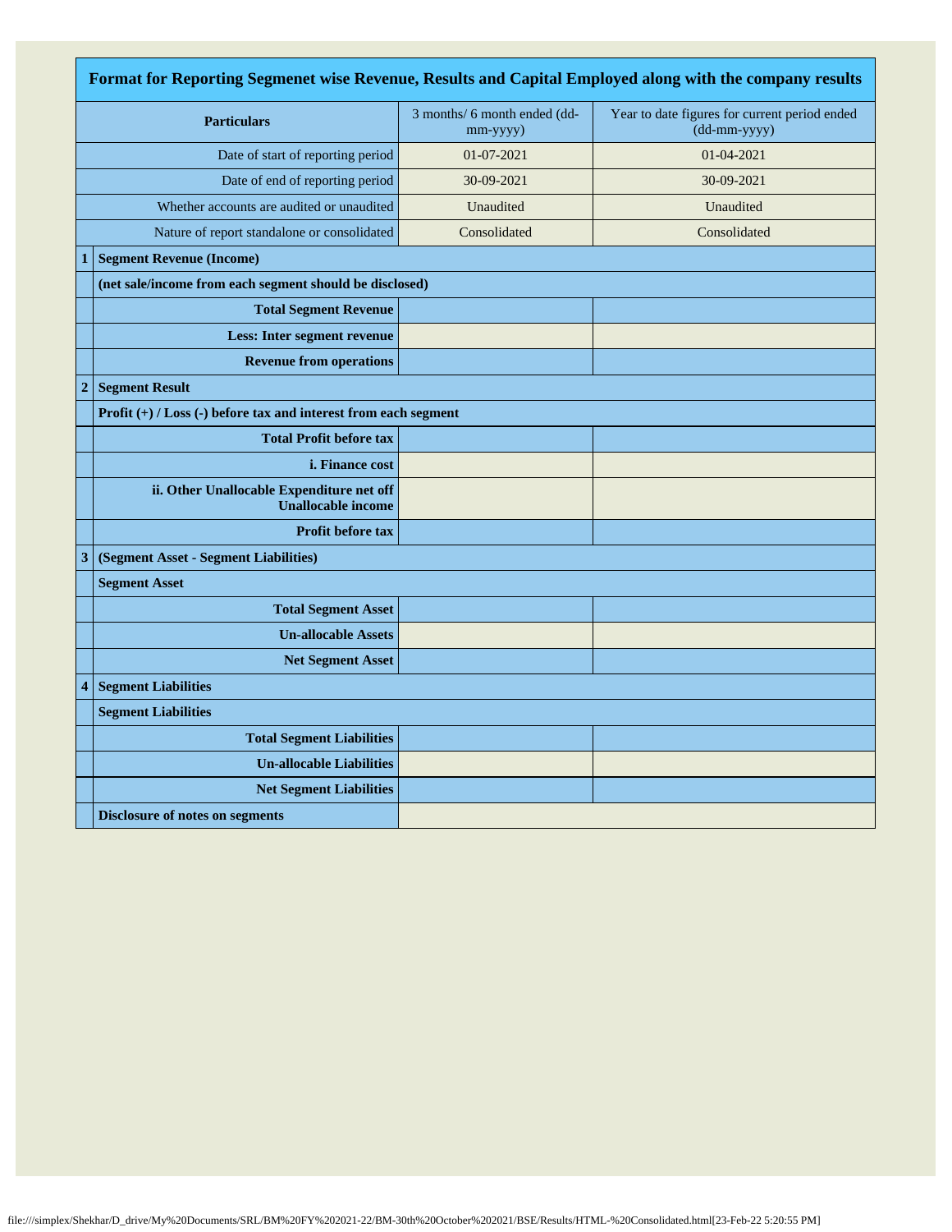| Format for Reporting Segmenet wise Revenue, Results and Capital Employed along with the company results | | | |
|---|---|---|---|
| | **Particulars** | 3 months/ 6 month ended (dd-mm-yyyy) | Year to date figures for current period ended (dd-mm-yyyy) |
| | Date of start of reporting period | 01-07-2021 | 01-04-2021 |
| | Date of end of reporting period | 30-09-2021 | 30-09-2021 |
| | Whether accounts are audited or unaudited | Unaudited | Unaudited |
| | Nature of report standalone or consolidated | Consolidated | Consolidated |
| **1** | **Segment Revenue (Income)** | | |
| | **(net sale/income from each segment should be disclosed)** | | |
| | **Total Segment Revenue** | | |
| | **Less: Inter segment revenue** | | |
| | **Revenue from operations** | | |
| **2** | **Segment Result** | | |
| | **Profit (+) / Loss (-) before tax and interest from each segment** | | |
| | **Total Profit before tax** | | |
| | **i. Finance cost** | | |
| | **ii. Other Unallocable Expenditure net off Unallocable income** | | |
| | **Profit before tax** | | |
| **3** | **(Segment Asset - Segment Liabilities)** | | |
| | **Segment Asset** | | |
| | **Total Segment Asset** | | |
| | **Un-allocable Assets** | | |
| | **Net Segment Asset** | | |
| **4** | **Segment Liabilities** | | |
| | **Segment Liabilities** | | |
| | **Total Segment Liabilities** | | |
| | **Un-allocable Liabilities** | | |
| | **Net Segment Liabilities** | | |
| | **Disclosure of notes on segments** | | |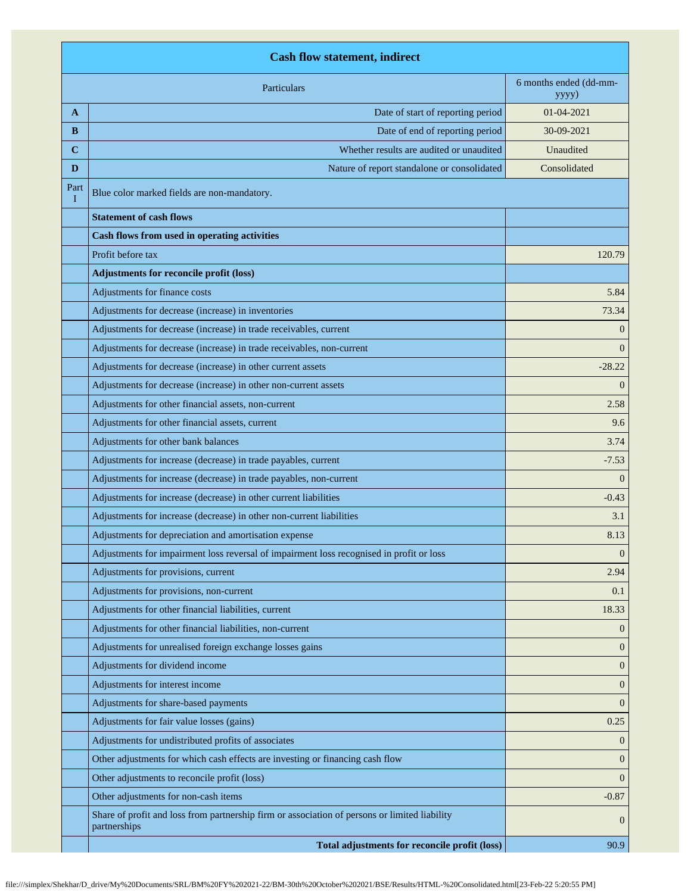| | Cash flow statement, indirect | |
|---|---|---|
| | Particulars | 6 months ended (dd-mm-yyyy) |
| A | Date of start of reporting period | 01-04-2021 |
| B | Date of end of reporting period | 30-09-2021 |
| C | Whether results are audited or unaudited | Unaudited |
| D | Nature of report standalone or consolidated | Consolidated |
| Part I | Blue color marked fields are non-mandatory. | |
| | **Statement of cash flows** | |
| | **Cash flows from used in operating activities** | |
| | Profit before tax | 120.79 |
| | **Adjustments for reconcile profit (loss)** | |
| | Adjustments for finance costs | 5.84 |
| | Adjustments for decrease (increase) in inventories | 73.34 |
| | Adjustments for decrease (increase) in trade receivables, current | 0 |
| | Adjustments for decrease (increase) in trade receivables, non-current | 0 |
| | Adjustments for decrease (increase) in other current assets | -28.22 |
| | Adjustments for decrease (increase) in other non-current assets | 0 |
| | Adjustments for other financial assets, non-current | 2.58 |
| | Adjustments for other financial assets, current | 9.6 |
| | Adjustments for other bank balances | 3.74 |
| | Adjustments for increase (decrease) in trade payables, current | -7.53 |
| | Adjustments for increase (decrease) in trade payables, non-current | 0 |
| | Adjustments for increase (decrease) in other current liabilities | -0.43 |
| | Adjustments for increase (decrease) in other non-current liabilities | 3.1 |
| | Adjustments for depreciation and amortisation expense | 8.13 |
| | Adjustments for impairment loss reversal of impairment loss recognised in profit or loss | 0 |
| | Adjustments for provisions, current | 2.94 |
| | Adjustments for provisions, non-current | 0.1 |
| | Adjustments for other financial liabilities, current | 18.33 |
| | Adjustments for other financial liabilities, non-current | 0 |
| | Adjustments for unrealised foreign exchange losses gains | 0 |
| | Adjustments for dividend income | 0 |
| | Adjustments for interest income | 0 |
| | Adjustments for share-based payments | 0 |
| | Adjustments for fair value losses (gains) | 0.25 |
| | Adjustments for undistributed profits of associates | 0 |
| | Other adjustments for which cash effects are investing or financing cash flow | 0 |
| | Other adjustments to reconcile profit (loss) | 0 |
| | Other adjustments for non-cash items | -0.87 |
| | Share of profit and loss from partnership firm or association of persons or limited liability partnerships | 0 |
| | **Total adjustments for reconcile profit (loss)** | 90.9 |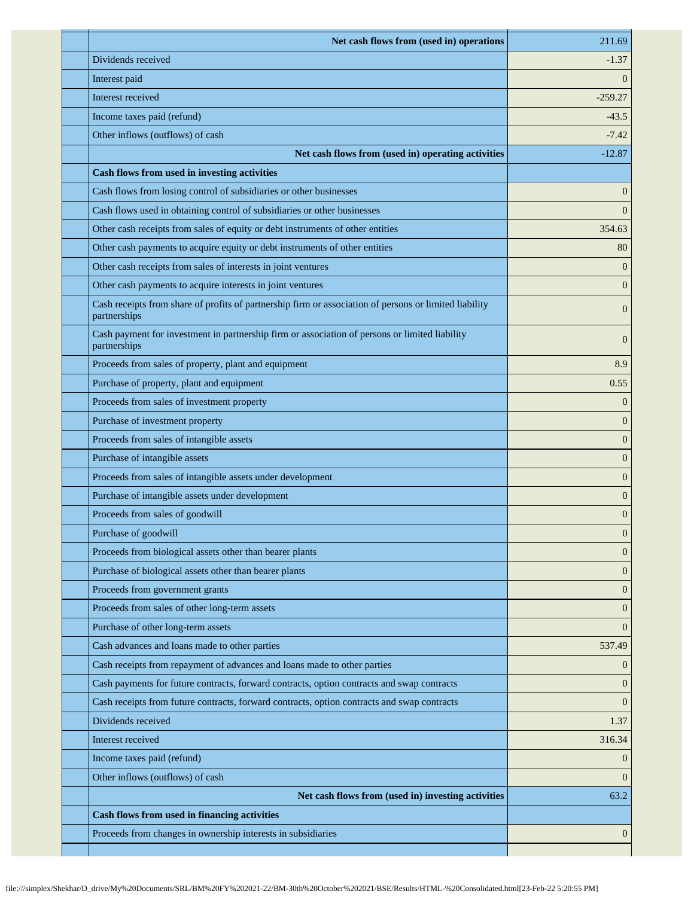| Particulars | Amount |
|---|---|
| **Net cash flows from (used in) operations** | 211.69 |
| Dividends received | -1.37 |
| Interest paid | 0 |
| Interest received | -259.27 |
| Income taxes paid (refund) | -43.5 |
| Other inflows (outflows) of cash | -7.42 |
| **Net cash flows from (used in) operating activities** | -12.87 |
| **Cash flows from used in investing activities** | |
| Cash flows from losing control of subsidiaries or other businesses | 0 |
| Cash flows used in obtaining control of subsidiaries or other businesses | 0 |
| Other cash receipts from sales of equity or debt instruments of other entities | 354.63 |
| Other cash payments to acquire equity or debt instruments of other entities | 80 |
| Other cash receipts from sales of interests in joint ventures | 0 |
| Other cash payments to acquire interests in joint ventures | 0 |
| Cash receipts from share of profits of partnership firm or association of persons or limited liability partnerships | 0 |
| Cash payment for investment in partnership firm or association of persons or limited liability partnerships | 0 |
| Proceeds from sales of property, plant and equipment | 8.9 |
| Purchase of property, plant and equipment | 0.55 |
| Proceeds from sales of investment property | 0 |
| Purchase of investment property | 0 |
| Proceeds from sales of intangible assets | 0 |
| Purchase of intangible assets | 0 |
| Proceeds from sales of intangible assets under development | 0 |
| Purchase of intangible assets under development | 0 |
| Proceeds from sales of goodwill | 0 |
| Purchase of goodwill | 0 |
| Proceeds from biological assets other than bearer plants | 0 |
| Purchase of biological assets other than bearer plants | 0 |
| Proceeds from government grants | 0 |
| Proceeds from sales of other long-term assets | 0 |
| Purchase of other long-term assets | 0 |
| Cash advances and loans made to other parties | 537.49 |
| Cash receipts from repayment of advances and loans made to other parties | 0 |
| Cash payments for future contracts, forward contracts, option contracts and swap contracts | 0 |
| Cash receipts from future contracts, forward contracts, option contracts and swap contracts | 0 |
| Dividends received | 1.37 |
| Interest received | 316.34 |
| Income taxes paid (refund) | 0 |
| Other inflows (outflows) of cash | 0 |
| **Net cash flows from (used in) investing activities** | 63.2 |
| **Cash flows from used in financing activities** | |
| Proceeds from changes in ownership interests in subsidiaries | 0 |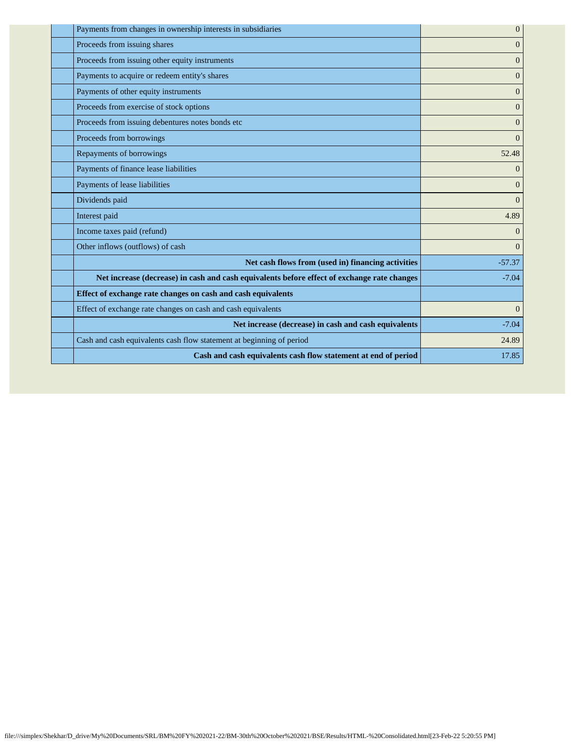| | | |
|---|---|---|
| | Payments from changes in ownership interests in subsidiaries | 0 |
| | Proceeds from issuing shares | 0 |
| | Proceeds from issuing other equity instruments | 0 |
| | Payments to acquire or redeem entity's shares | 0 |
| | Payments of other equity instruments | 0 |
| | Proceeds from exercise of stock options | 0 |
| | Proceeds from issuing debentures notes bonds etc | 0 |
| | Proceeds from borrowings | 0 |
| | Repayments of borrowings | 52.48 |
| | Payments of finance lease liabilities | 0 |
| | Payments of lease liabilities | 0 |
| | Dividends paid | 0 |
| | Interest paid | 4.89 |
| | Income taxes paid (refund) | 0 |
| | Other inflows (outflows) of cash | 0 |
| | **Net cash flows from (used in) financing activities** | -57.37 |
| | **Net increase (decrease) in cash and cash equivalents before effect of exchange rate changes** | -7.04 |
| | **Effect of exchange rate changes on cash and cash equivalents** | |
| | Effect of exchange rate changes on cash and cash equivalents | 0 |
| | **Net increase (decrease) in cash and cash equivalents** | -7.04 |
| | Cash and cash equivalents cash flow statement at beginning of period | 24.89 |
| | **Cash and cash equivalents cash flow statement at end of period** | 17.85 |